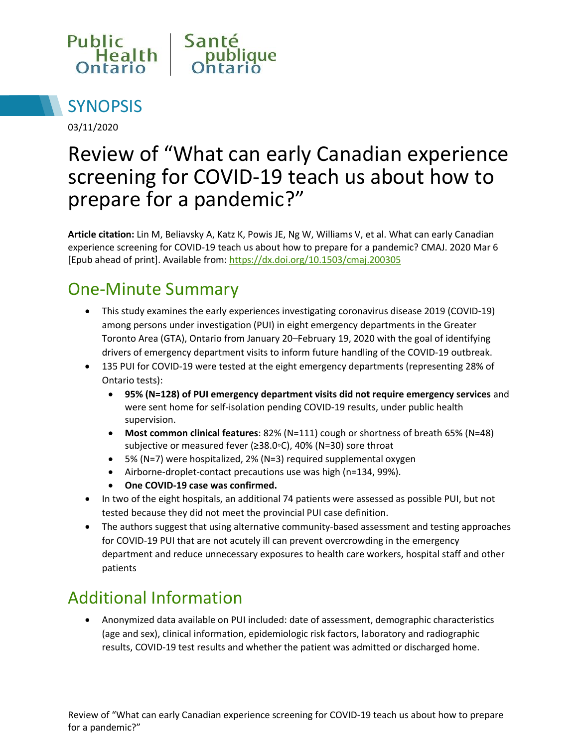Public Health Ontario | Santé publique Ontario

# SYNOPSIS

03/11/2020

# Review of "What can early Canadian experience screening for COVID-19 teach us about how to prepare for a pandemic?"

**Article citation:** Lin M, Beliavsky A, Katz K, Powis JE, Ng W, Williams V, et al. What can early Canadian experience screening for COVID-19 teach us about how to prepare for a pandemic? CMAJ. 2020 Mar 6 [Epub ahead of print]. Available from: https://dx.doi.org/10.1503/cmaj.200305

## One-Minute Summary

- This study examines the early experiences investigating coronavirus disease 2019 (COVID-19) among persons under investigation (PUI) in eight emergency departments in the Greater Toronto Area (GTA), Ontario from January 20–February 19, 2020 with the goal of identifying drivers of emergency department visits to inform future handling of the COVID-19 outbreak.
- 135 PUI for COVID-19 were tested at the eight emergency departments (representing 28% of Ontario tests):
  - **95% (N=128) of PUI emergency department visits did not require emergency services** and were sent home for self-isolation pending COVID-19 results, under public health supervision.
  - **Most common clinical features**: 82% (N=111) cough or shortness of breath 65% (N=48) subjective or measured fever (≥38.0◦C), 40% (N=30) sore throat
  - 5% (N=7) were hospitalized, 2% (N=3) required supplemental oxygen
  - Airborne-droplet-contact precautions use was high (n=134, 99%).
  - **One COVID-19 case was confirmed.**
- In two of the eight hospitals, an additional 74 patients were assessed as possible PUI, but not tested because they did not meet the provincial PUI case definition.
- The authors suggest that using alternative community-based assessment and testing approaches for COVID-19 PUI that are not acutely ill can prevent overcrowding in the emergency department and reduce unnecessary exposures to health care workers, hospital staff and other patients

## Additional Information

- Anonymized data available on PUI included: date of assessment, demographic characteristics (age and sex), clinical information, epidemiologic risk factors, laboratory and radiographic results, COVID-19 test results and whether the patient was admitted or discharged home.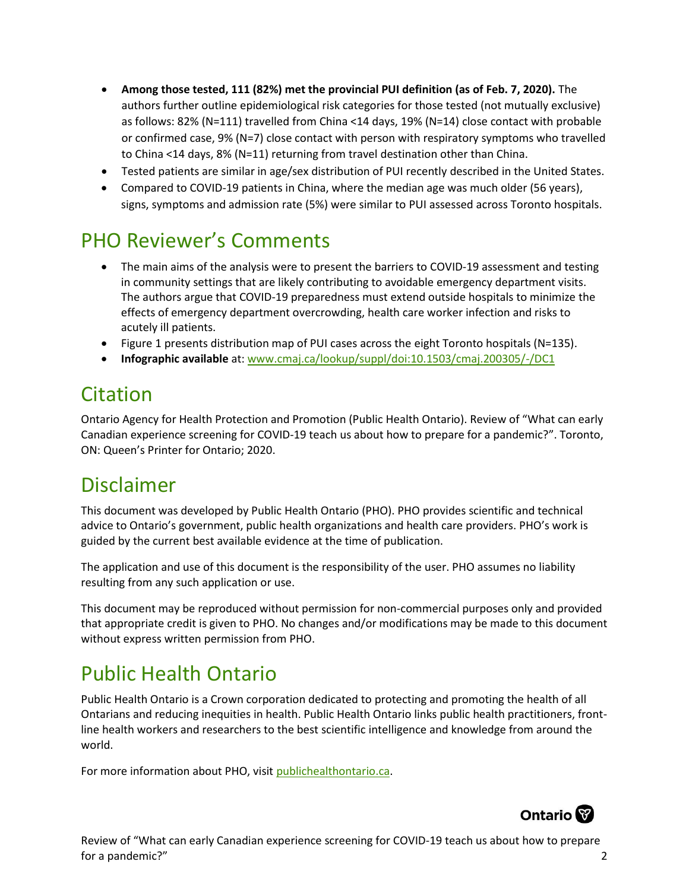- **Among those tested, 111 (82%) met the provincial PUI definition (as of Feb. 7, 2020).** The authors further outline epidemiological risk categories for those tested (not mutually exclusive) as follows: 82% (N=111) travelled from China <14 days, 19% (N=14) close contact with probable or confirmed case, 9% (N=7) close contact with person with respiratory symptoms who travelled to China <14 days, 8% (N=11) returning from travel destination other than China.
- Tested patients are similar in age/sex distribution of PUI recently described in the United States.
- Compared to COVID-19 patients in China, where the median age was much older (56 years), signs, symptoms and admission rate (5%) were similar to PUI assessed across Toronto hospitals.

## PHO Reviewer's Comments

- The main aims of the analysis were to present the barriers to COVID-19 assessment and testing in community settings that are likely contributing to avoidable emergency department visits. The authors argue that COVID-19 preparedness must extend outside hospitals to minimize the effects of emergency department overcrowding, health care worker infection and risks to acutely ill patients.
- Figure 1 presents distribution map of PUI cases across the eight Toronto hospitals (N=135).
- **Infographic available** at: [www.cmaj.ca/lookup/suppl/doi:10.1503/cmaj.200305/-/DC1](www.cmaj.ca/lookup/suppl/doi:10.1503/cmaj.200305/-/DC1)

## Citation

Ontario Agency for Health Protection and Promotion (Public Health Ontario). Review of "What can early Canadian experience screening for COVID-19 teach us about how to prepare for a pandemic?". Toronto, ON: Queen's Printer for Ontario; 2020.

## Disclaimer

This document was developed by Public Health Ontario (PHO). PHO provides scientific and technical advice to Ontario's government, public health organizations and health care providers. PHO's work is guided by the current best available evidence at the time of publication.

The application and use of this document is the responsibility of the user. PHO assumes no liability resulting from any such application or use.

This document may be reproduced without permission for non-commercial purposes only and provided that appropriate credit is given to PHO. No changes and/or modifications may be made to this document without express written permission from PHO.

## Public Health Ontario

Public Health Ontario is a Crown corporation dedicated to protecting and promoting the health of all Ontarians and reducing inequities in health. Public Health Ontario links public health practitioners, front-line health workers and researchers to the best scientific intelligence and knowledge from around the world.

For more information about PHO, visit [publichealthontario.ca](publichealthontario.ca).